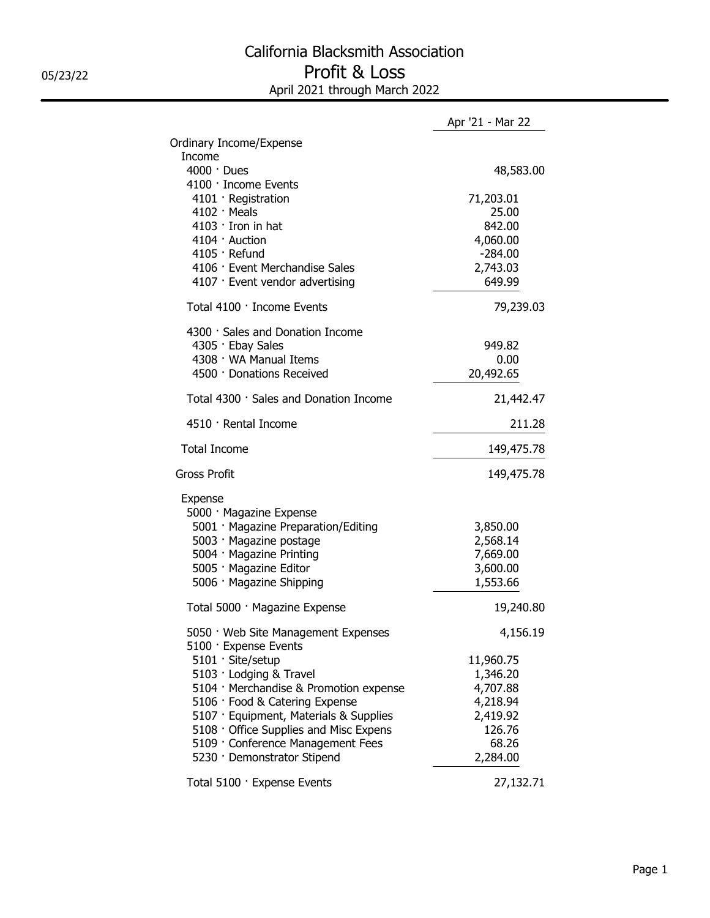# California Blacksmith Association

## Profit & Loss

### April 2021 through March 2022

05/23/22

| | | Apr '21 - Mar 22 |
|---|---|---|
| Ordinary Income/Expense | | |
| Income | | |
| 4000 · Dues | | 48,583.00 |
| 4100 · Income Events | | |
| 4101 · Registration | 71,203.01 | |
| 4102 · Meals | 25.00 | |
| 4103 · Iron in hat | 842.00 | |
| 4104 · Auction | 4,060.00 | |
| 4105 · Refund | -284.00 | |
| 4106 · Event Merchandise Sales | 2,743.03 | |
| 4107 · Event vendor advertising | 649.99 | |
| Total 4100 · Income Events | | 79,239.03 |
| 4300 · Sales and Donation Income | | |
| 4305 · Ebay Sales | 949.82 | |
| 4308 · WA Manual Items | 0.00 | |
| 4500 · Donations Received | 20,492.65 | |
| Total 4300 · Sales and Donation Income | | 21,442.47 |
| 4510 · Rental Income | | 211.28 |
| Total Income | | 149,475.78 |
| Gross Profit | | 149,475.78 |
| Expense | | |
| 5000 · Magazine Expense | | |
| 5001 · Magazine Preparation/Editing | 3,850.00 | |
| 5003 · Magazine postage | 2,568.14 | |
| 5004 · Magazine Printing | 7,669.00 | |
| 5005 · Magazine Editor | 3,600.00 | |
| 5006 · Magazine Shipping | 1,553.66 | |
| Total 5000 · Magazine Expense | | 19,240.80 |
| 5050 · Web Site Management Expenses | | 4,156.19 |
| 5100 · Expense Events | | |
| 5101 · Site/setup | 11,960.75 | |
| 5103 · Lodging & Travel | 1,346.20 | |
| 5104 · Merchandise & Promotion expense | 4,707.88 | |
| 5106 · Food & Catering Expense | 4,218.94 | |
| 5107 · Equipment, Materials & Supplies | 2,419.92 | |
| 5108 · Office Supplies and Misc Expens | 126.76 | |
| 5109 · Conference Management Fees | 68.26 | |
| 5230 · Demonstrator Stipend | 2,284.00 | |
| Total 5100 · Expense Events | | 27,132.71 |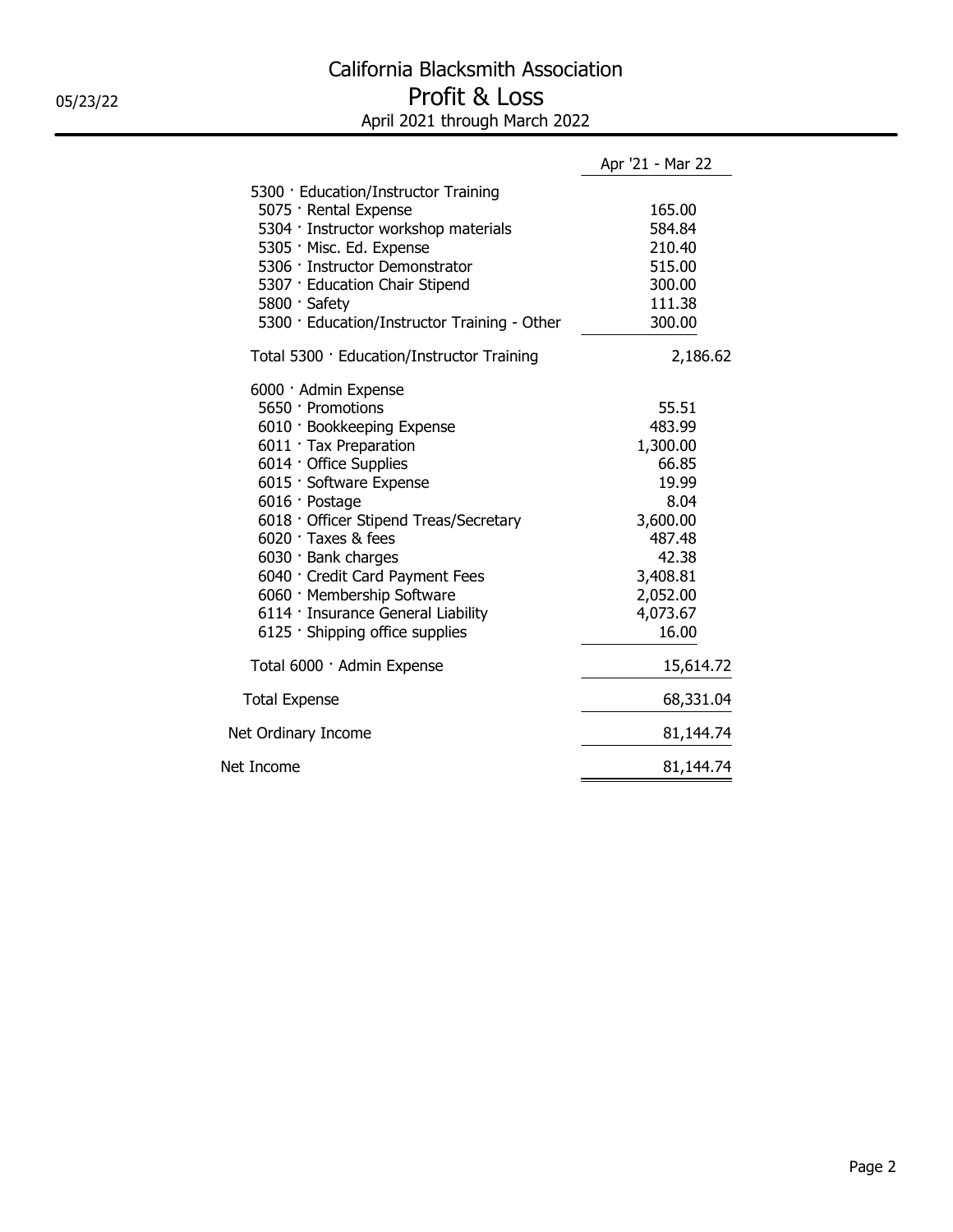# California Blacksmith Association

## Profit & Loss

### April 2021 through March 2022

| | Apr '21 - Mar 22 |
|---|---|
| 5300 · Education/Instructor Training | |
| 5075 · Rental Expense | 165.00 |
| 5304 · Instructor workshop materials | 584.84 |
| 5305 · Misc. Ed. Expense | 210.40 |
| 5306 · Instructor Demonstrator | 515.00 |
| 5307 · Education Chair Stipend | 300.00 |
| 5800 · Safety | 111.38 |
| 5300 · Education/Instructor Training - Other | 300.00 |
| Total 5300 · Education/Instructor Training | 2,186.62 |
| 6000 · Admin Expense | |
| 5650 · Promotions | 55.51 |
| 6010 · Bookkeeping Expense | 483.99 |
| 6011 · Tax Preparation | 1,300.00 |
| 6014 · Office Supplies | 66.85 |
| 6015 · Software Expense | 19.99 |
| 6016 · Postage | 8.04 |
| 6018 · Officer Stipend Treas/Secretary | 3,600.00 |
| 6020 · Taxes & fees | 487.48 |
| 6030 · Bank charges | 42.38 |
| 6040 · Credit Card Payment Fees | 3,408.81 |
| 6060 · Membership Software | 2,052.00 |
| 6114 · Insurance General Liability | 4,073.67 |
| 6125 · Shipping office supplies | 16.00 |
| Total 6000 · Admin Expense | 15,614.72 |
| Total Expense | 68,331.04 |
| Net Ordinary Income | 81,144.74 |
| Net Income | 81,144.74 |